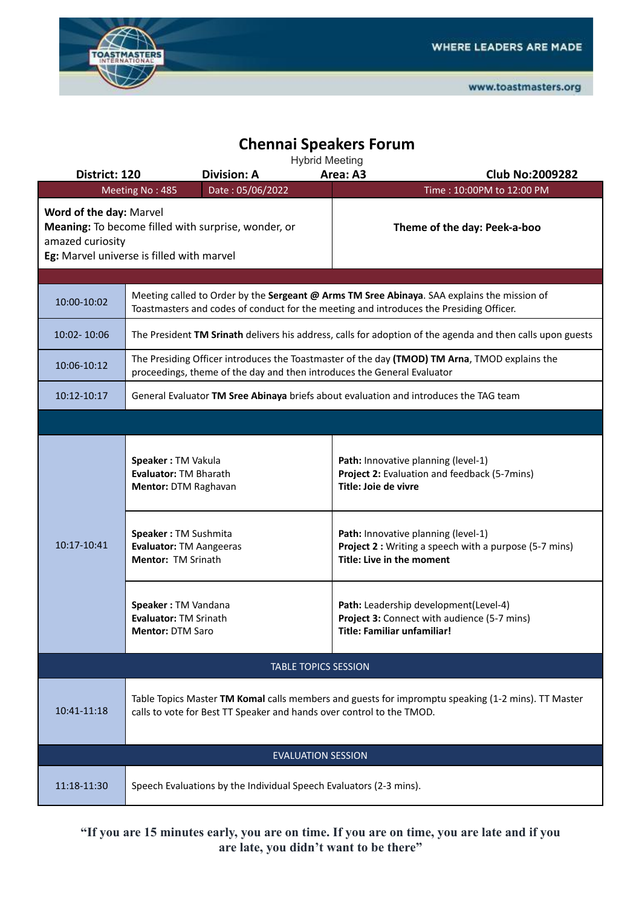# Chennai Speakers Forum

Hybrid Meeting

**District: 120** | **Division: A** | **Area: A3** | **Club No:2009282**

| Meeting No : 485 | Date : 05/06/2022 | Time : 10:00PM to 12:00 PM |
|---|---|---|
| **Word of the day:** Marvel<br>**Meaning:** To become filled with surprise, wonder, or amazed curiosity<br>**Eg:** Marvel universe is filled with marvel | | **Theme of the day: Peek-a-boo** |

| Time | Details | |
|---|---|---|
| 10:00-10:02 | Meeting called to Order by the **Sergeant @ Arms TM Sree Abinaya**. SAA explains the mission of Toastmasters and codes of conduct for the meeting and introduces the Presiding Officer. | |
| 10:02- 10:06 | The President **TM Srinath** delivers his address, calls for adoption of the agenda and then calls upon guests | |
| 10:06-10:12 | The Presiding Officer introduces the Toastmaster of the day **(TMOD) TM Arna**, TMOD explains the proceedings, theme of the day and then introduces the General Evaluator | |
| 10:12-10:17 | General Evaluator **TM Sree Abinaya** briefs about evaluation and introduces the TAG team | |
| 10:17-10:41 | **Speaker :** TM Vakula<br>**Evaluator:** TM Bharath<br>**Mentor:** DTM Raghavan | **Path:** Innovative planning (level-1)<br>**Project 2:** Evaluation and feedback (5-7mins)<br>**Title: Joie de vivre** |
| | **Speaker :** TM Sushmita<br>**Evaluator:** TM Aangeeras<br>**Mentor:** TM Srinath | **Path:** Innovative planning (level-1)<br>**Project 2 :** Writing a speech with a purpose (5-7 mins)<br>**Title: Live in the moment** |
| | **Speaker :** TM Vandana<br>**Evaluator:** TM Srinath<br>**Mentor:** DTM Saro | **Path:** Leadership development(Level-4)<br>**Project 3:** Connect with audience (5-7 mins)<br>**Title: Familiar unfamiliar!** |
| | TABLE TOPICS SESSION | |
| 10:41-11:18 | Table Topics Master **TM Komal** calls members and guests for impromptu speaking (1-2 mins). TT Master calls to vote for Best TT Speaker and hands over control to the TMOD. | |
| | EVALUATION SESSION | |
| 11:18-11:30 | Speech Evaluations by the Individual Speech Evaluators (2-3 mins). | |

**“If you are 15 minutes early, you are on time. If you are on time, you are late and if you are late, you didn’t want to be there”**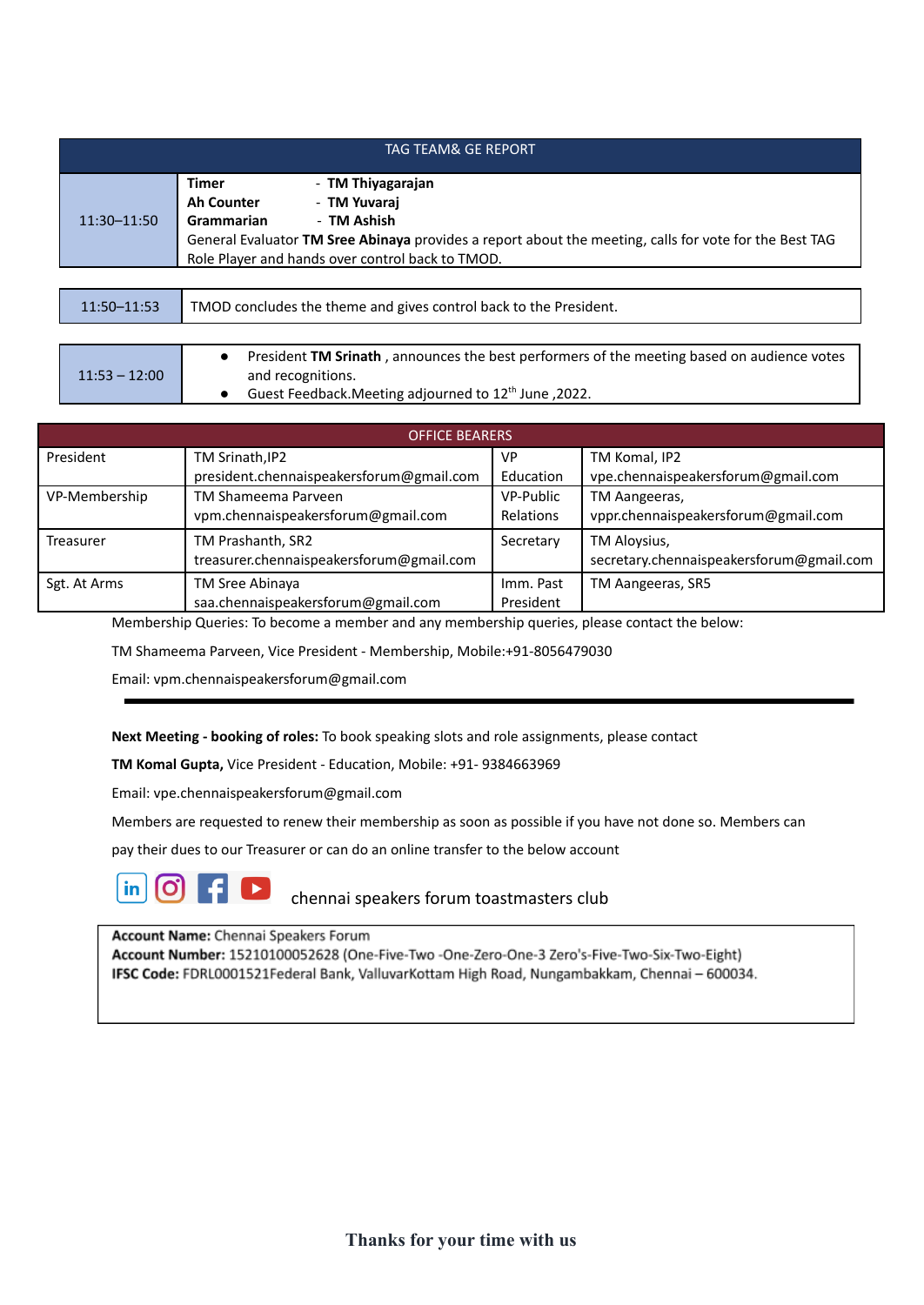| TAG TEAM& GE REPORT | |
|---|---|
| 11:30–11:50 | **Timer** - **TM Thiyagarajan**<br>**Ah Counter** - **TM Yuvaraj**<br>**Grammarian** - **TM Ashish**<br>General Evaluator **TM Sree Abinaya** provides a report about the meeting, calls for vote for the Best TAG Role Player and hands over control back to TMOD. |

| | |
|---|---|
| 11:50–11:53 | TMOD concludes the theme and gives control back to the President. |

| | |
|---|---|
| 11:53 – 12:00 | • President **TM Srinath** , announces the best performers of the meeting based on audience votes and recognitions.<br>• Guest Feedback.Meeting adjourned to 12th June ,2022. |

| OFFICE BEARERS | | | |
|---|---|---|---|
| President | TM Srinath,IP2<br>president.chennaispeakersforum@gmail.com | VP Education | TM Komal, IP2<br>vpe.chennaispeakersforum@gmail.com |
| VP-Membership | TM Shameema Parveen<br>vpm.chennaispeakersforum@gmail.com | VP-Public Relations | TM Aangeeras,<br>vppr.chennaispeakersforum@gmail.com |
| Treasurer | TM Prashanth, SR2<br>treasurer.chennaispeakersforum@gmail.com | Secretary | TM Aloysius,<br>secretary.chennaispeakersforum@gmail.com |
| Sgt. At Arms | TM Sree Abinaya<br>saa.chennaispeakersforum@gmail.com | Imm. Past President | TM Aangeeras, SR5 |

Membership Queries: To become a member and any membership queries, please contact the below:

TM Shameema Parveen, Vice President - Membership, Mobile:+91-8056479030

Email: vpm.chennaispeakersforum@gmail.com

---

**Next Meeting - booking of roles:** To book speaking slots and role assignments, please contact

**TM Komal Gupta,** Vice President - Education, Mobile: +91- 9384663969

Email: vpe.chennaispeakersforum@gmail.com

Members are requested to renew their membership as soon as possible if you have not done so. Members can pay their dues to our Treasurer or can do an online transfer to the below account

chennai speakers forum toastmasters club

**Account Name:** Chennai Speakers Forum
**Account Number:** 15210100052628 (One-Five-Two -One-Zero-One-3 Zero's-Five-Two-Six-Two-Eight)
**IFSC Code:** FDRL0001521Federal Bank, ValluvarKottam High Road, Nungambakkam, Chennai – 600034.

**Thanks for your time with us**